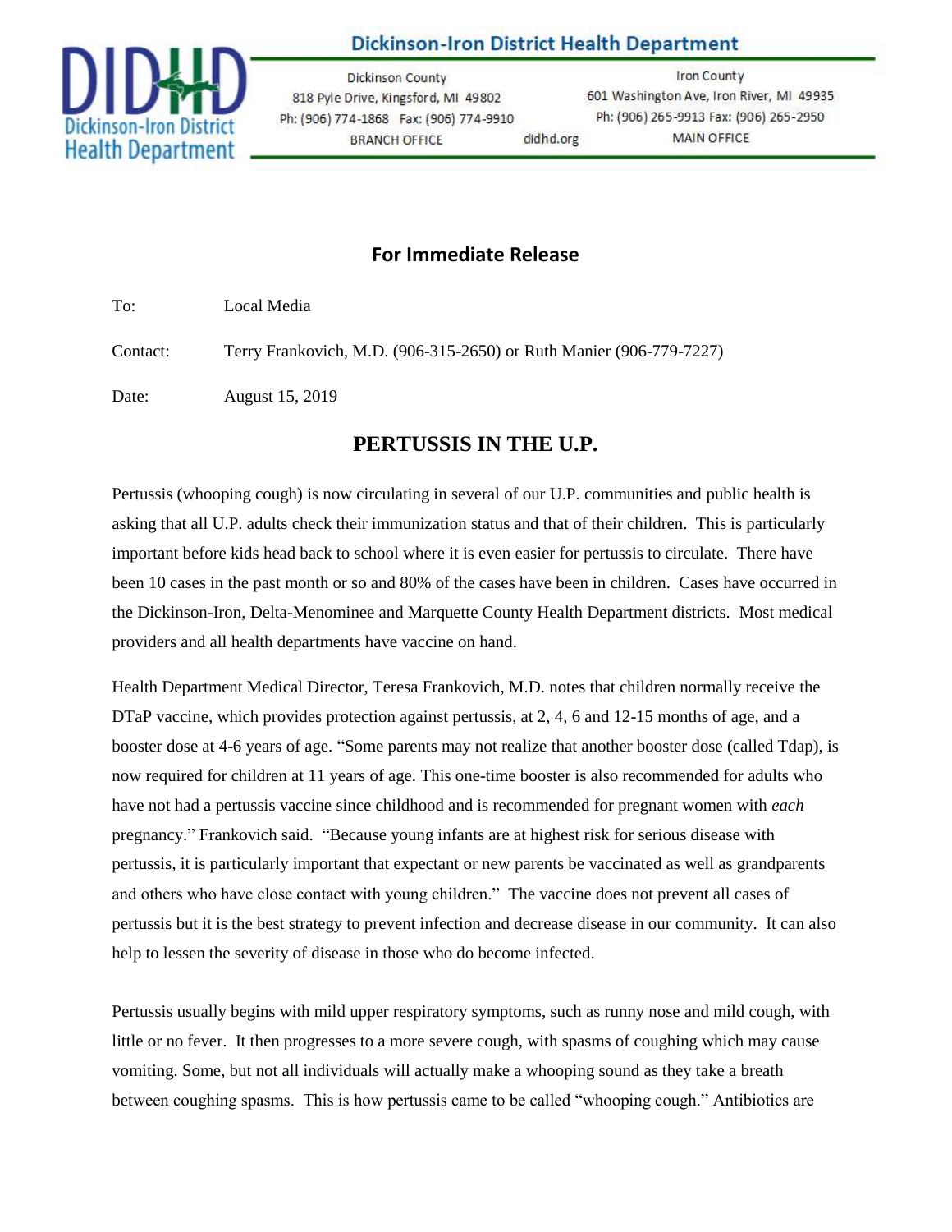# Dickinson-Iron District Health Department

Dickinson County
818 Pyle Drive, Kingsford, MI 49802
Ph: (906) 774-1868 Fax: (906) 774-9910
BRANCH OFFICE

didhd.org

Iron County
601 Washington Ave, Iron River, MI 49935
Ph: (906) 265-9913 Fax: (906) 265-2950
MAIN OFFICE

**For Immediate Release**

To: Local Media

Contact: Terry Frankovich, M.D. (906-315-2650) or Ruth Manier (906-779-7227)

Date: August 15, 2019

## PERTUSSIS IN THE U.P.

Pertussis (whooping cough) is now circulating in several of our U.P. communities and public health is asking that all U.P. adults check their immunization status and that of their children. This is particularly important before kids head back to school where it is even easier for pertussis to circulate. There have been 10 cases in the past month or so and 80% of the cases have been in children. Cases have occurred in the Dickinson-Iron, Delta-Menominee and Marquette County Health Department districts. Most medical providers and all health departments have vaccine on hand.

Health Department Medical Director, Teresa Frankovich, M.D. notes that children normally receive the DTaP vaccine, which provides protection against pertussis, at 2, 4, 6 and 12-15 months of age, and a booster dose at 4-6 years of age. "Some parents may not realize that another booster dose (called Tdap), is now required for children at 11 years of age. This one-time booster is also recommended for adults who have not had a pertussis vaccine since childhood and is recommended for pregnant women with *each* pregnancy." Frankovich said. "Because young infants are at highest risk for serious disease with pertussis, it is particularly important that expectant or new parents be vaccinated as well as grandparents and others who have close contact with young children." The vaccine does not prevent all cases of pertussis but it is the best strategy to prevent infection and decrease disease in our community. It can also help to lessen the severity of disease in those who do become infected.

Pertussis usually begins with mild upper respiratory symptoms, such as runny nose and mild cough, with little or no fever. It then progresses to a more severe cough, with spasms of coughing which may cause vomiting. Some, but not all individuals will actually make a whooping sound as they take a breath between coughing spasms. This is how pertussis came to be called "whooping cough." Antibiotics are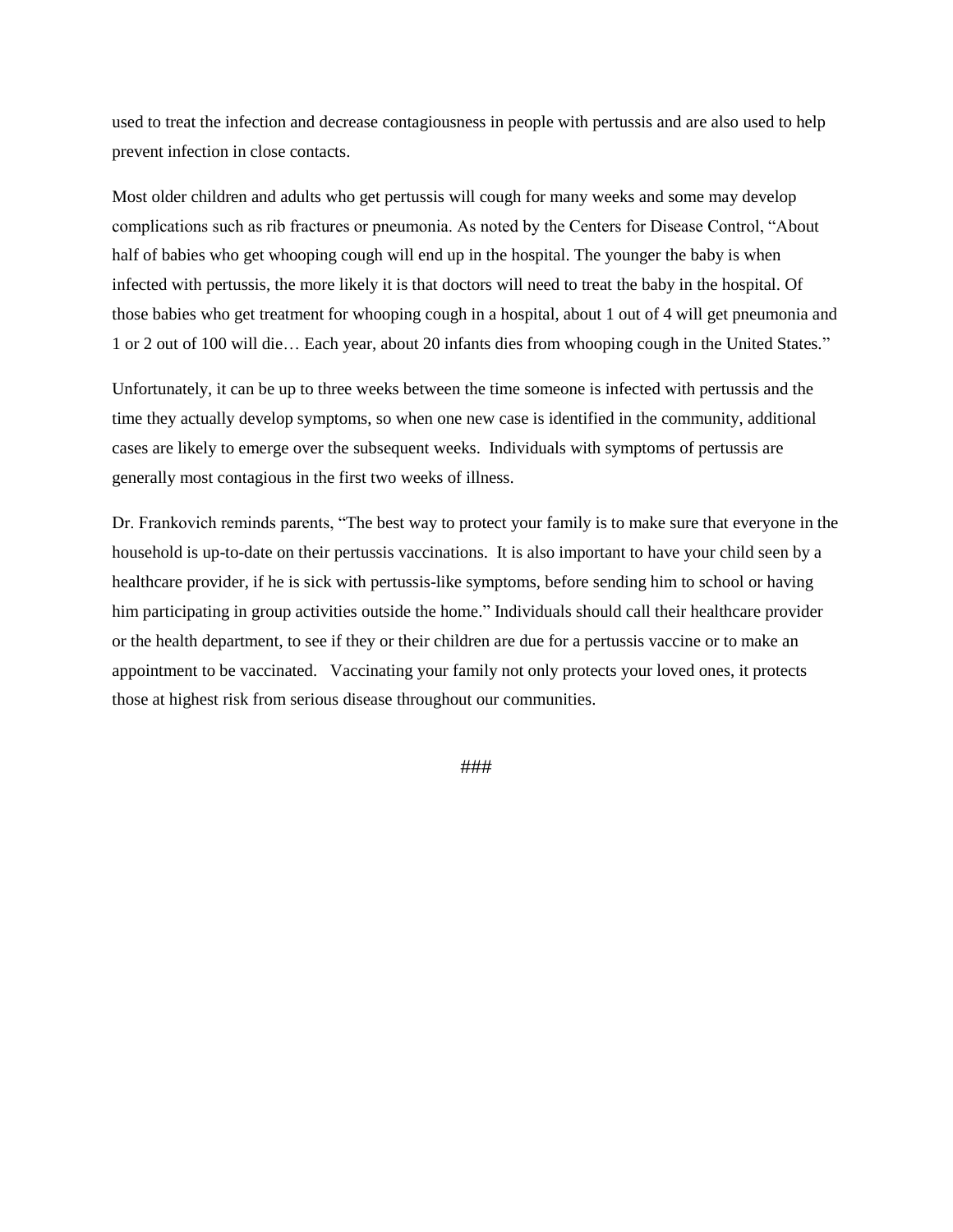used to treat the infection and decrease contagiousness in people with pertussis and are also used to help prevent infection in close contacts.

Most older children and adults who get pertussis will cough for many weeks and some may develop complications such as rib fractures or pneumonia. As noted by the Centers for Disease Control, “About half of babies who get whooping cough will end up in the hospital. The younger the baby is when infected with pertussis, the more likely it is that doctors will need to treat the baby in the hospital. Of those babies who get treatment for whooping cough in a hospital, about 1 out of 4 will get pneumonia and 1 or 2 out of 100 will die… Each year, about 20 infants dies from whooping cough in the United States.”

Unfortunately, it can be up to three weeks between the time someone is infected with pertussis and the time they actually develop symptoms, so when one new case is identified in the community, additional cases are likely to emerge over the subsequent weeks. Individuals with symptoms of pertussis are generally most contagious in the first two weeks of illness.

Dr. Frankovich reminds parents, “The best way to protect your family is to make sure that everyone in the household is up-to-date on their pertussis vaccinations. It is also important to have your child seen by a healthcare provider, if he is sick with pertussis-like symptoms, before sending him to school or having him participating in group activities outside the home.” Individuals should call their healthcare provider or the health department, to see if they or their children are due for a pertussis vaccine or to make an appointment to be vaccinated. Vaccinating your family not only protects your loved ones, it protects those at highest risk from serious disease throughout our communities.

###